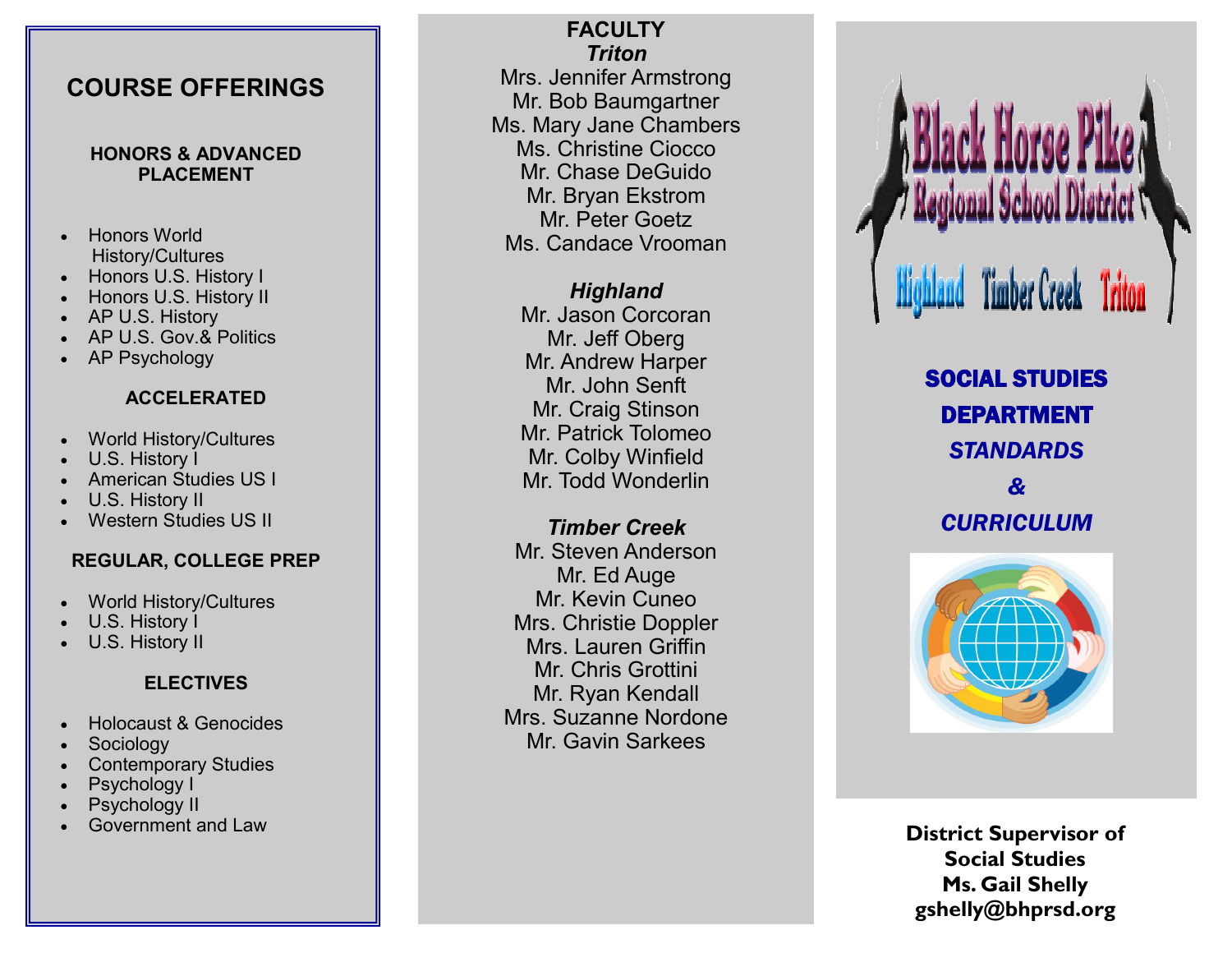## COURSE OFFERINGS

### HONORS & ADVANCED PLACEMENT

- Honors World History/Cultures
- Honors U.S. History I
- Honors U.S. History II
- AP U.S. History
- AP U.S. Gov.& Politics
- AP Psychology

### ACCELERATED

- World History/Cultures
- U.S. History I
- American Studies US I
- U.S. History II
- Western Studies US II

### REGULAR, COLLEGE PREP

- World History/Cultures
- U.S. History I
- U.S. History II

### ELECTIVES

- Holocaust & Genocides
- Sociology
- Contemporary Studies
- Psychology I
- Psychology II
- Government and Law

## FACULTY

***Triton***

Mrs. Jennifer Armstrong
Mr. Bob Baumgartner
Ms. Mary Jane Chambers
Ms. Christine Ciocco
Mr. Chase DeGuido
Mr. Bryan Ekstrom
Mr. Peter Goetz
Ms. Candace Vrooman

***Highland***

Mr. Jason Corcoran
Mr. Jeff Oberg
Mr. Andrew Harper
Mr. John Senft
Mr. Craig Stinson
Mr. Patrick Tolomeo
Mr. Colby Winfield
Mr. Todd Wonderlin

***Timber Creek***

Mr. Steven Anderson
Mr. Ed Auge
Mr. Kevin Cuneo
Mrs. Christie Doppler
Mrs. Lauren Griffin
Mr. Chris Grottini
Mr. Ryan Kendall
Mrs. Suzanne Nordone
Mr. Gavin Sarkees

# Black Horse Pike Regional School District

Highland Timber Creek Triton

## SOCIAL STUDIES DEPARTMENT *STANDARDS & CURRICULUM*

**District Supervisor of Social Studies**
**Ms. Gail Shelly**
**gshelly@bhprsd.org**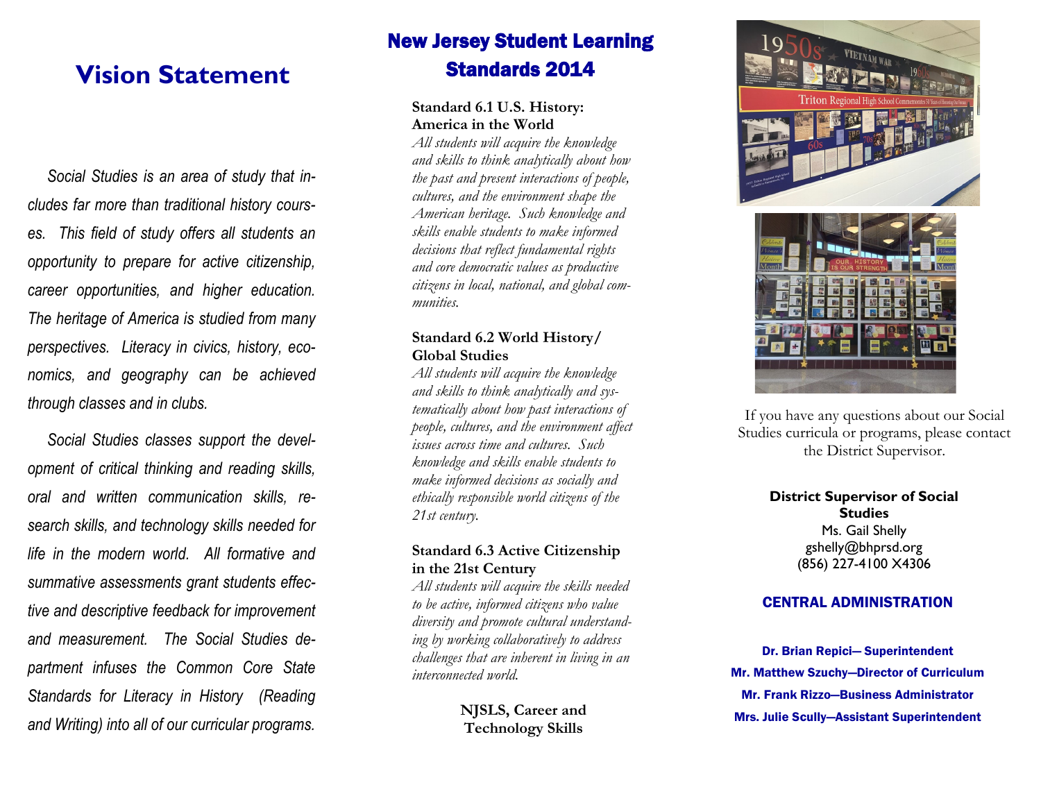# Vision Statement

*Social Studies is an area of study that includes far more than traditional history courses. This field of study offers all students an opportunity to prepare for active citizenship, career opportunities, and higher education. The heritage of America is studied from many perspectives. Literacy in civics, history, economics, and geography can be achieved through classes and in clubs.*

*Social Studies classes support the development of critical thinking and reading skills, oral and written communication skills, research skills, and technology skills needed for life in the modern world. All formative and summative assessments grant students effective and descriptive feedback for improvement and measurement. The Social Studies department infuses the Common Core State Standards for Literacy in History (Reading and Writing) into all of our curricular programs.*

## New Jersey Student Learning Standards 2014

**Standard 6.1 U.S. History: America in the World**
*All students will acquire the knowledge and skills to think analytically about how the past and present interactions of people, cultures, and the environment shape the American heritage. Such knowledge and skills enable students to make informed decisions that reflect fundamental rights and core democratic values as productive citizens in local, national, and global communities.*

**Standard 6.2 World History/ Global Studies**
*All students will acquire the knowledge and skills to think analytically and systematically about how past interactions of people, cultures, and the environment affect issues across time and cultures. Such knowledge and skills enable students to make informed decisions as socially and ethically responsible world citizens of the 21st century.*

**Standard 6.3 Active Citizenship in the 21st Century**
*All students will acquire the skills needed to be active, informed citizens who value diversity and promote cultural understanding by working collaboratively to address challenges that are inherent in living in an interconnected world.*

**NJSLS, Career and Technology Skills**

If you have any questions about our Social Studies curricula or programs, please contact the District Supervisor.

**District Supervisor of Social Studies**
Ms. Gail Shelly
gshelly@bhprsd.org
(856) 227-4100 X4306

### CENTRAL ADMINISTRATION

Dr. Brian Repici— Superintendent
Mr. Matthew Szuchy—Director of Curriculum
Mr. Frank Rizzo—Business Administrator
Mrs. Julie Scully—Assistant Superintendent